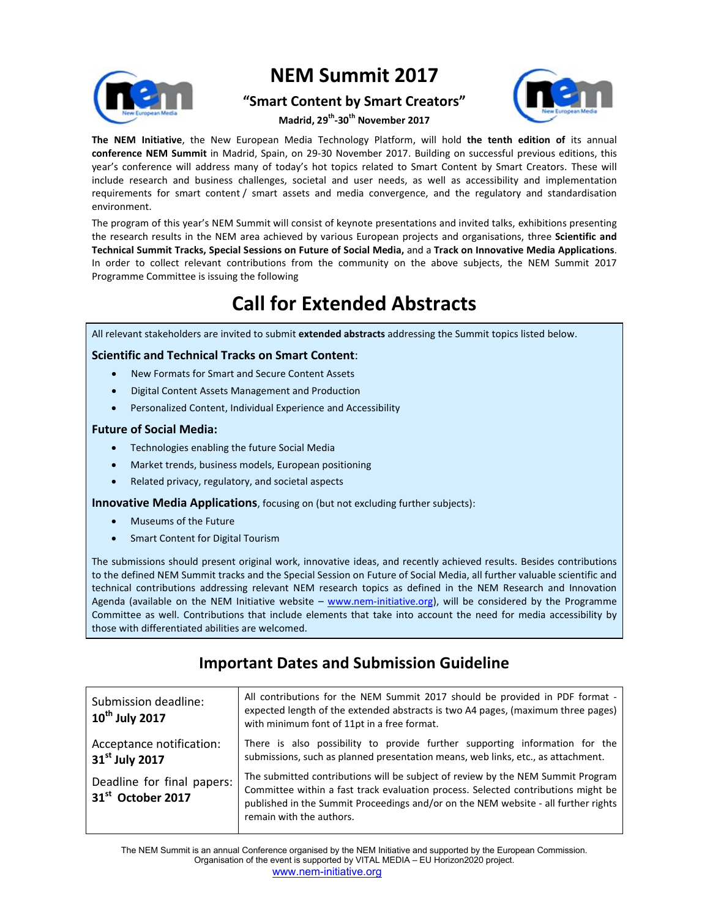# NEM Summit 2017

## "Smart Content by Smart Creators"

**Madrid, 29th-30th November 2017**

**The NEM Initiative**, the New European Media Technology Platform, will hold **the tenth edition of** its annual **conference NEM Summit** in Madrid, Spain, on 29-30 November 2017. Building on successful previous editions, this year's conference will address many of today's hot topics related to Smart Content by Smart Creators. These will include research and business challenges, societal and user needs, as well as accessibility and implementation requirements for smart content / smart assets and media convergence, and the regulatory and standardisation environment.

The program of this year's NEM Summit will consist of keynote presentations and invited talks, exhibitions presenting the research results in the NEM area achieved by various European projects and organisations, three **Scientific and Technical Summit Tracks, Special Sessions on Future of Social Media,** and a **Track on Innovative Media Applications**. In order to collect relevant contributions from the community on the above subjects, the NEM Summit 2017 Programme Committee is issuing the following

# Call for Extended Abstracts

All relevant stakeholders are invited to submit **extended abstracts** addressing the Summit topics listed below.

### Scientific and Technical Tracks on Smart Content:

- New Formats for Smart and Secure Content Assets
- Digital Content Assets Management and Production
- Personalized Content, Individual Experience and Accessibility

### Future of Social Media:

- Technologies enabling the future Social Media
- Market trends, business models, European positioning
- Related privacy, regulatory, and societal aspects

**Innovative Media Applications**, focusing on (but not excluding further subjects):

- Museums of the Future
- Smart Content for Digital Tourism

The submissions should present original work, innovative ideas, and recently achieved results. Besides contributions to the defined NEM Summit tracks and the Special Session on Future of Social Media, all further valuable scientific and technical contributions addressing relevant NEM research topics as defined in the NEM Research and Innovation Agenda (available on the NEM Initiative website – www.nem-initiative.org), will be considered by the Programme Committee as well. Contributions that include elements that take into account the need for media accessibility by those with differentiated abilities are welcomed.

## Important Dates and Submission Guideline

| | |
|---|---|
| Submission deadline: **10th July 2017** | All contributions for the NEM Summit 2017 should be provided in PDF format - expected length of the extended abstracts is two A4 pages, (maximum three pages) with minimum font of 11pt in a free format. |
| Acceptance notification: **31st July 2017** | There is also possibility to provide further supporting information for the submissions, such as planned presentation means, web links, etc., as attachment. |
| Deadline for final papers: **31st October 2017** | The submitted contributions will be subject of review by the NEM Summit Program Committee within a fast track evaluation process. Selected contributions might be published in the Summit Proceedings and/or on the NEM website - all further rights remain with the authors. |

The NEM Summit is an annual Conference organised by the NEM Initiative and supported by the European Commission. Organisation of the event is supported by VITAL MEDIA – EU Horizon2020 project.

www.nem-initiative.org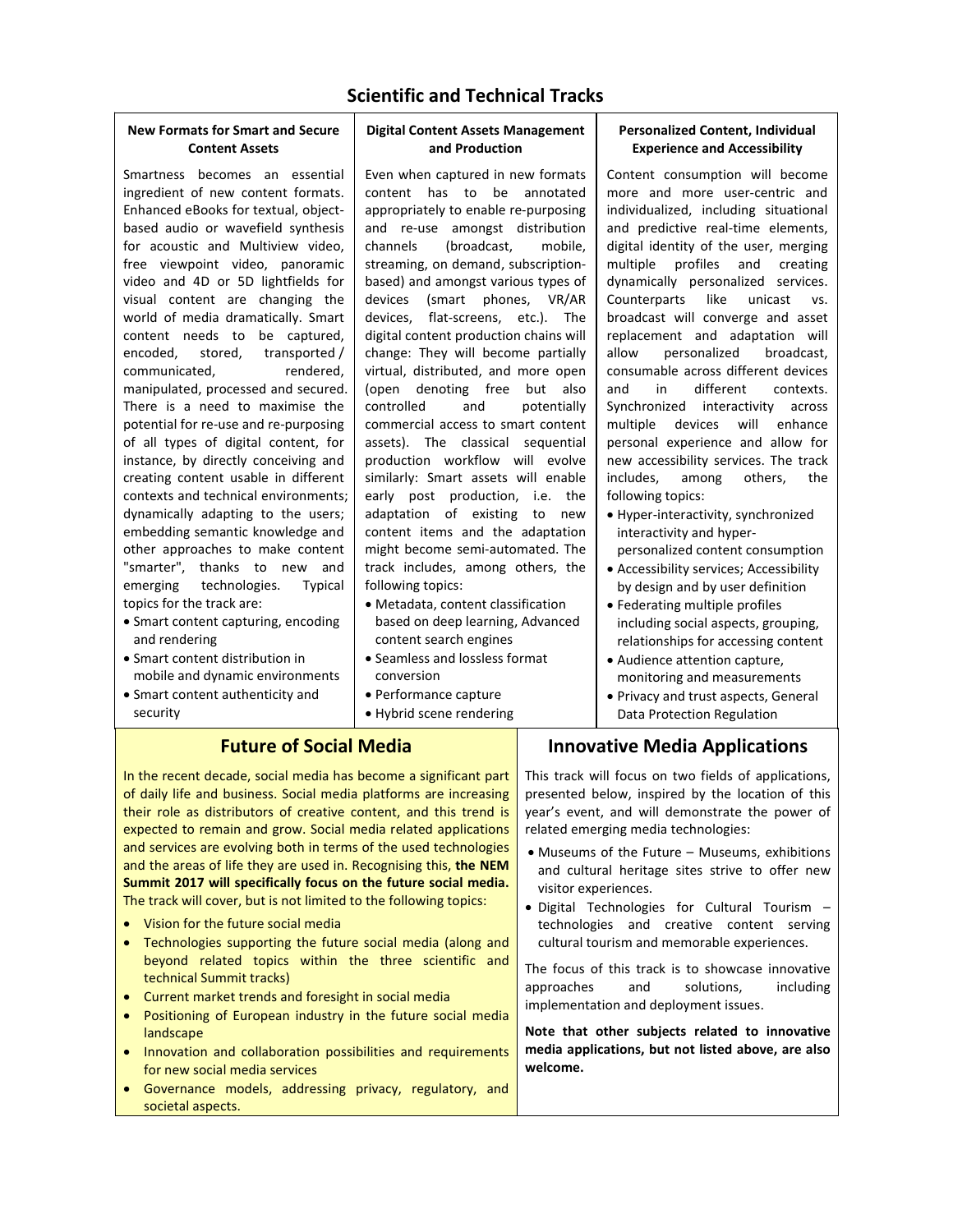# Scientific and Technical Tracks

### New Formats for Smart and Secure Content Assets

Smartness becomes an essential ingredient of new content formats. Enhanced eBooks for textual, object-based audio or wavefield synthesis for acoustic and Multiview video, free viewpoint video, panoramic video and 4D or 5D lightfields for visual content are changing the world of media dramatically. Smart content needs to be captured, encoded, stored, transported / communicated, rendered, manipulated, processed and secured. There is a need to maximise the potential for re-use and re-purposing of all types of digital content, for instance, by directly conceiving and creating content usable in different contexts and technical environments; dynamically adapting to the users; embedding semantic knowledge and other approaches to make content "smarter", thanks to new and emerging technologies. Typical topics for the track are:

- Smart content capturing, encoding and rendering
- Smart content distribution in mobile and dynamic environments
- Smart content authenticity and security

### Digital Content Assets Management and Production

Even when captured in new formats content has to be annotated appropriately to enable re-purposing and re-use amongst distribution channels (broadcast, mobile, streaming, on demand, subscription-based) and amongst various types of devices (smart phones, VR/AR devices, flat-screens, etc.). The digital content production chains will change: They will become partially virtual, distributed, and more open (open denoting free but also controlled and potentially commercial access to smart content assets). The classical sequential production workflow will evolve similarly: Smart assets will enable early post production, i.e. the adaptation of existing to new content items and the adaptation might become semi-automated. The track includes, among others, the following topics:

- Metadata, content classification based on deep learning, Advanced content search engines
- Seamless and lossless format conversion
- Performance capture
- Hybrid scene rendering

### Personalized Content, Individual Experience and Accessibility

Content consumption will become more and more user-centric and individualized, including situational and predictive real-time elements, digital identity of the user, merging multiple profiles and creating dynamically personalized services. Counterparts like unicast vs. broadcast will converge and asset replacement and adaptation will allow personalized broadcast, consumable across different devices and in different contexts. Synchronized interactivity across multiple devices will enhance personal experience and allow for new accessibility services. The track includes, among others, the following topics:

- Hyper-interactivity, synchronized interactivity and hyper-personalized content consumption
- Accessibility services; Accessibility by design and by user definition
- Federating multiple profiles including social aspects, grouping, relationships for accessing content
- Audience attention capture, monitoring and measurements
- Privacy and trust aspects, General Data Protection Regulation

## Future of Social Media

In the recent decade, social media has become a significant part of daily life and business. Social media platforms are increasing their role as distributors of creative content, and this trend is expected to remain and grow. Social media related applications and services are evolving both in terms of the used technologies and the areas of life they are used in. Recognising this, **the NEM Summit 2017 will specifically focus on the future social media.** The track will cover, but is not limited to the following topics:

- Vision for the future social media
- Technologies supporting the future social media (along and beyond related topics within the three scientific and technical Summit tracks)
- Current market trends and foresight in social media
- Positioning of European industry in the future social media landscape
- Innovation and collaboration possibilities and requirements for new social media services
- Governance models, addressing privacy, regulatory, and societal aspects.

## Innovative Media Applications

This track will focus on two fields of applications, presented below, inspired by the location of this year's event, and will demonstrate the power of related emerging media technologies:

- Museums of the Future – Museums, exhibitions and cultural heritage sites strive to offer new visitor experiences.
- Digital Technologies for Cultural Tourism – technologies and creative content serving cultural tourism and memorable experiences.

The focus of this track is to showcase innovative approaches and solutions, including implementation and deployment issues.

**Note that other subjects related to innovative media applications, but not listed above, are also welcome.**